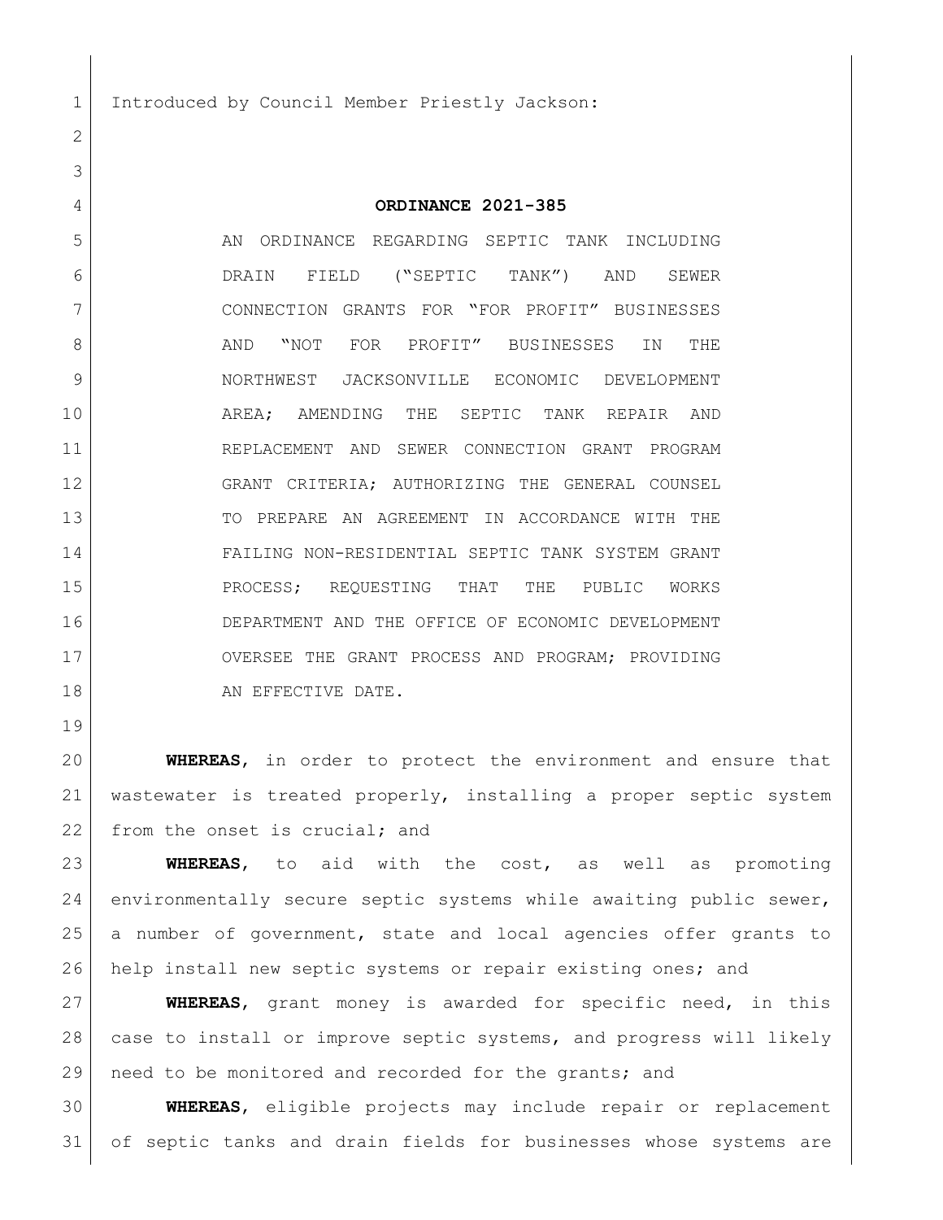Introduced by Council Member Priestly Jackson:

**ORDINANCE 2021-385**

AN ORDINANCE REGARDING SEPTIC TANK INCLUDING DRAIN FIELD ("SEPTIC TANK") AND SEWER CONNECTION GRANTS FOR "FOR PROFIT" BUSINESSES AND "NOT FOR PROFIT" BUSINESSES IN THE NORTHWEST JACKSONVILLE ECONOMIC DEVELOPMENT AREA; AMENDING THE SEPTIC TANK REPAIR AND REPLACEMENT AND SEWER CONNECTION GRANT PROGRAM GRANT CRITERIA; AUTHORIZING THE GENERAL COUNSEL TO PREPARE AN AGREEMENT IN ACCORDANCE WITH THE FAILING NON-RESIDENTIAL SEPTIC TANK SYSTEM GRANT PROCESS; REQUESTING THAT THE PUBLIC WORKS DEPARTMENT AND THE OFFICE OF ECONOMIC DEVELOPMENT OVERSEE THE GRANT PROCESS AND PROGRAM; PROVIDING AN EFFECTIVE DATE.

**WHEREAS**, in order to protect the environment and ensure that wastewater is treated properly, installing a proper septic system from the onset is crucial; and

**WHEREAS**, to aid with the cost, as well as promoting environmentally secure septic systems while awaiting public sewer, a number of government, state and local agencies offer grants to help install new septic systems or repair existing ones; and

**WHEREAS**, grant money is awarded for specific need, in this case to install or improve septic systems, and progress will likely need to be monitored and recorded for the grants; and

**WHEREAS**, eligible projects may include repair or replacement of septic tanks and drain fields for businesses whose systems are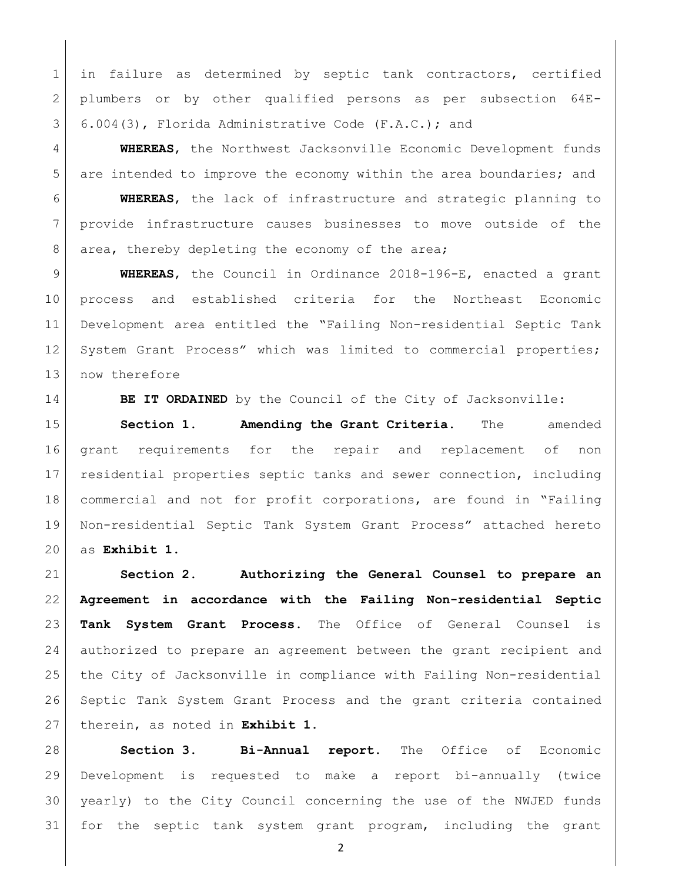in failure as determined by septic tank contractors, certified plumbers or by other qualified persons as per subsection 64E-6.004(3), Florida Administrative Code (F.A.C.); and

**WHEREAS**, the Northwest Jacksonville Economic Development funds are intended to improve the economy within the area boundaries; and

**WHEREAS**, the lack of infrastructure and strategic planning to provide infrastructure causes businesses to move outside of the area, thereby depleting the economy of the area;

**WHEREAS**, the Council in Ordinance 2018-196-E, enacted a grant process and established criteria for the Northeast Economic Development area entitled the "Failing Non-residential Septic Tank System Grant Process" which was limited to commercial properties; now therefore

**BE IT ORDAINED** by the Council of the City of Jacksonville:

**Section 1. Amending the Grant Criteria.** The amended grant requirements for the repair and replacement of non residential properties septic tanks and sewer connection, including commercial and not for profit corporations, are found in "Failing Non-residential Septic Tank System Grant Process" attached hereto as **Exhibit 1.**

**Section 2. Authorizing the General Counsel to prepare an Agreement in accordance with the Failing Non-residential Septic Tank System Grant Process.** The Office of General Counsel is authorized to prepare an agreement between the grant recipient and the City of Jacksonville in compliance with Failing Non-residential Septic Tank System Grant Process and the grant criteria contained therein, as noted in **Exhibit 1.**

**Section 3. Bi-Annual report.** The Office of Economic Development is requested to make a report bi-annually (twice yearly) to the City Council concerning the use of the NWJED funds for the septic tank system grant program, including the grant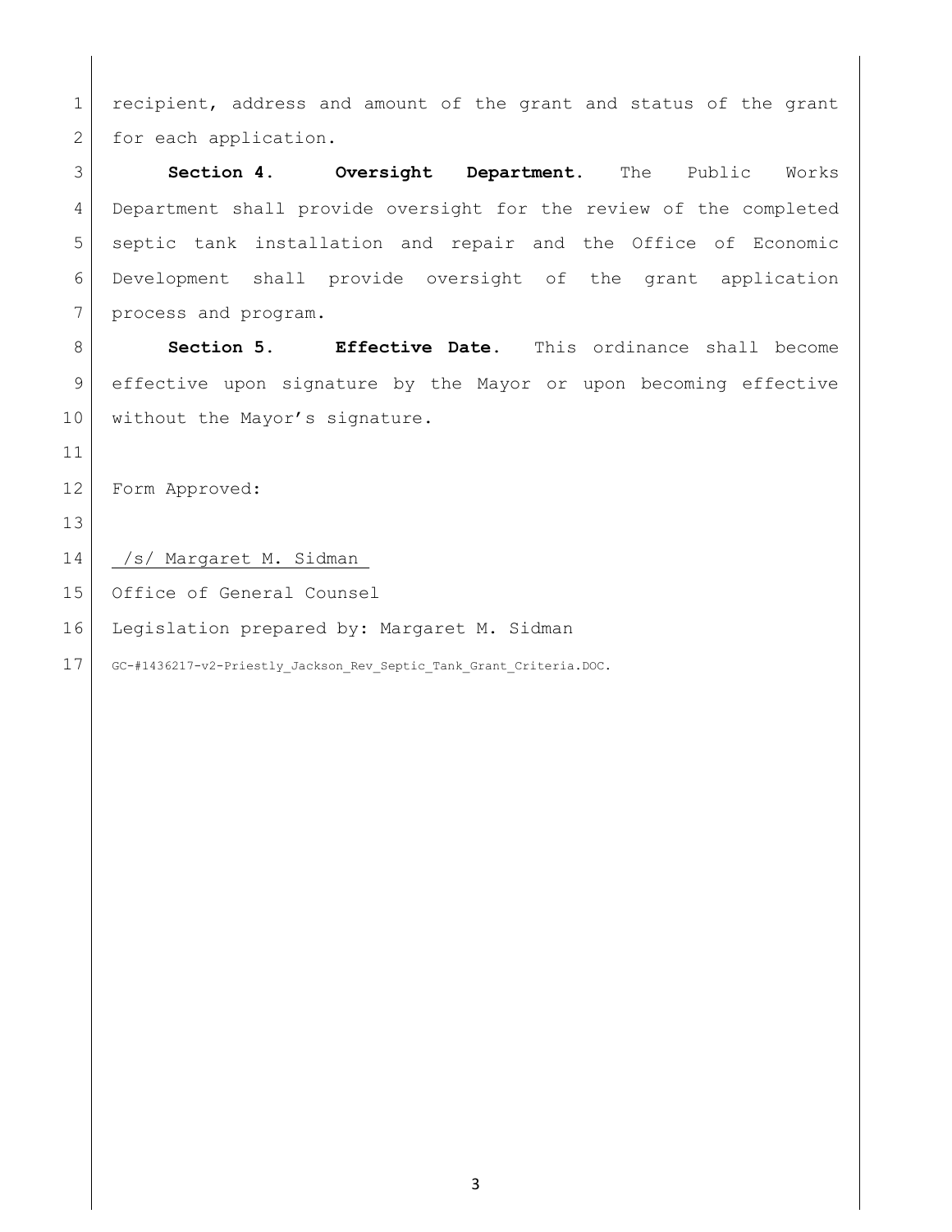recipient, address and amount of the grant and status of the grant for each application.

**Section 4. Oversight Department.** The Public Works Department shall provide oversight for the review of the completed septic tank installation and repair and the Office of Economic Development shall provide oversight of the grant application process and program.

**Section 5. Effective Date.** This ordinance shall become effective upon signature by the Mayor or upon becoming effective without the Mayor's signature.

Form Approved:

/s/ Margaret M. Sidman

Office of General Counsel

Legislation prepared by: Margaret M. Sidman

GC-#1436217-v2-Priestly_Jackson_Rev_Septic_Tank_Grant_Criteria.DOC.